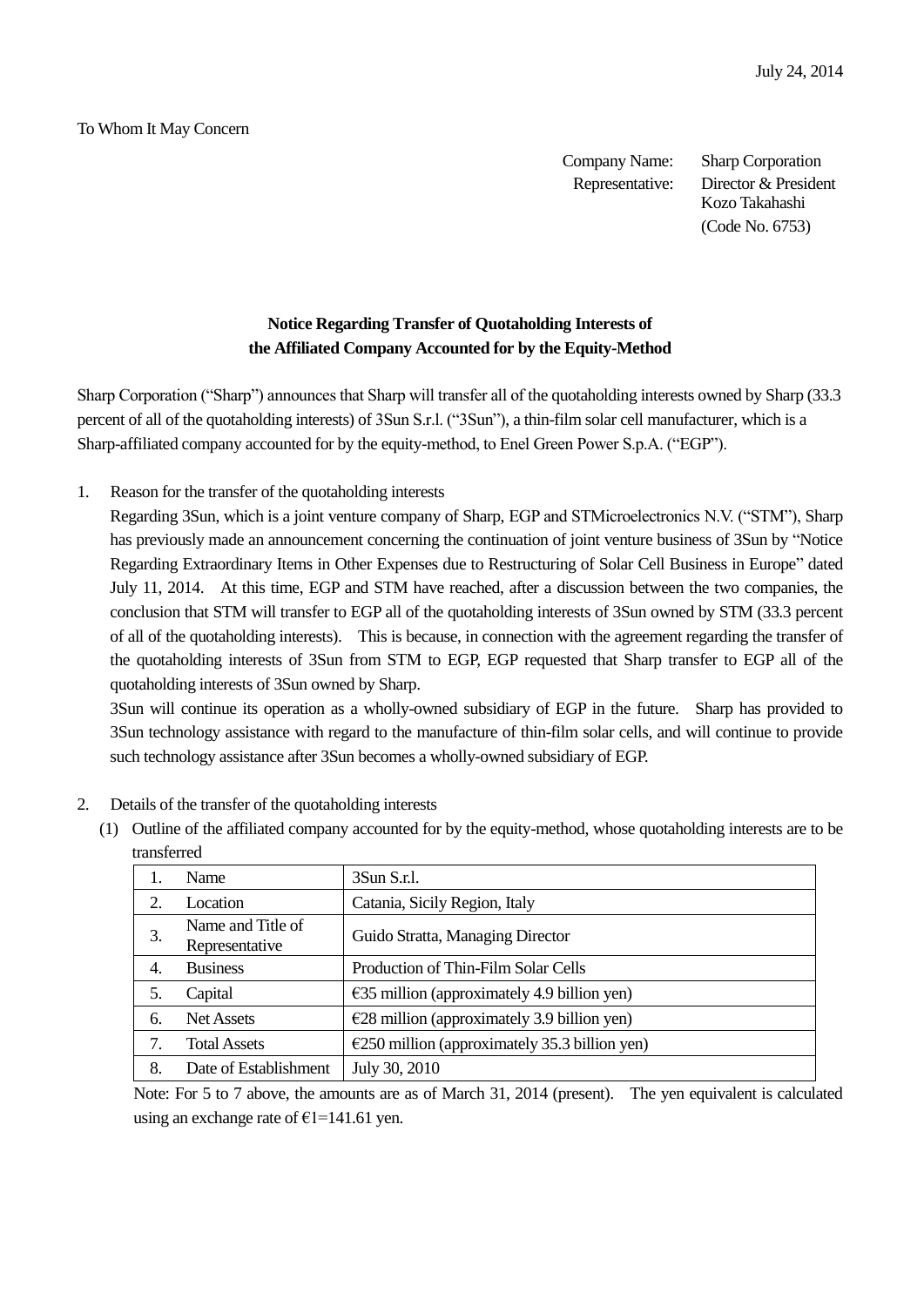July 24, 2014

To Whom It May Concern

Company Name: Sharp Corporation
Representative: Director & President
Kozo Takahashi
(Code No. 6753)

## Notice Regarding Transfer of Quotaholding Interests of the Affiliated Company Accounted for by the Equity-Method

Sharp Corporation ("Sharp") announces that Sharp will transfer all of the quotaholding interests owned by Sharp (33.3 percent of all of the quotaholding interests) of 3Sun S.r.l. ("3Sun"), a thin-film solar cell manufacturer, which is a Sharp-affiliated company accounted for by the equity-method, to Enel Green Power S.p.A. ("EGP").

1. Reason for the transfer of the quotaholding interests

   Regarding 3Sun, which is a joint venture company of Sharp, EGP and STMicroelectronics N.V. ("STM"), Sharp has previously made an announcement concerning the continuation of joint venture business of 3Sun by "Notice Regarding Extraordinary Items in Other Expenses due to Restructuring of Solar Cell Business in Europe" dated July 11, 2014. At this time, EGP and STM have reached, after a discussion between the two companies, the conclusion that STM will transfer to EGP all of the quotaholding interests of 3Sun owned by STM (33.3 percent of all of the quotaholding interests). This is because, in connection with the agreement regarding the transfer of the quotaholding interests of 3Sun from STM to EGP, EGP requested that Sharp transfer to EGP all of the quotaholding interests of 3Sun owned by Sharp.

   3Sun will continue its operation as a wholly-owned subsidiary of EGP in the future. Sharp has provided to 3Sun technology assistance with regard to the manufacture of thin-film solar cells, and will continue to provide such technology assistance after 3Sun becomes a wholly-owned subsidiary of EGP.

2. Details of the transfer of the quotaholding interests

   (1) Outline of the affiliated company accounted for by the equity-method, whose quotaholding interests are to be transferred

| | | |
|---|---|---|
| 1. | Name | 3Sun S.r.l. |
| 2. | Location | Catania, Sicily Region, Italy |
| 3. | Name and Title of Representative | Guido Stratta, Managing Director |
| 4. | Business | Production of Thin-Film Solar Cells |
| 5. | Capital | €35 million (approximately 4.9 billion yen) |
| 6. | Net Assets | €28 million (approximately 3.9 billion yen) |
| 7. | Total Assets | €250 million (approximately 35.3 billion yen) |
| 8. | Date of Establishment | July 30, 2010 |

Note: For 5 to 7 above, the amounts are as of March 31, 2014 (present). The yen equivalent is calculated using an exchange rate of €1=141.61 yen.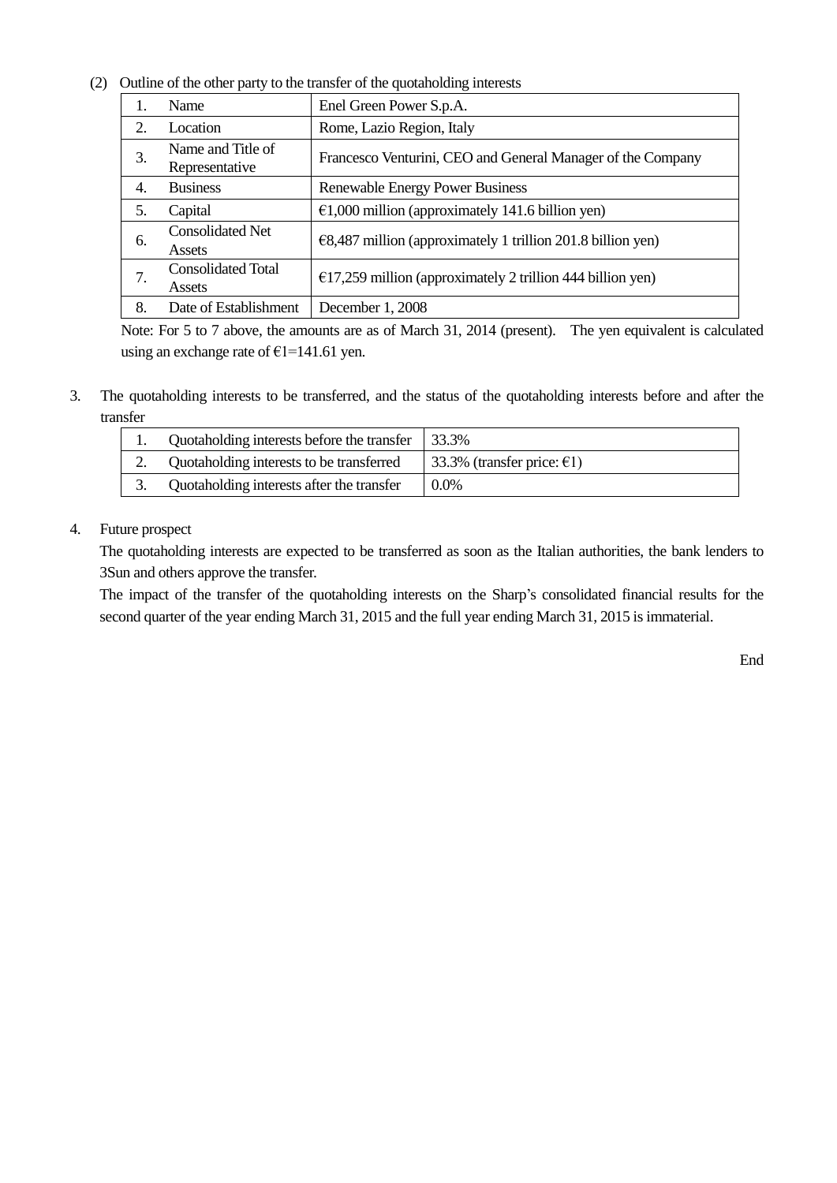(2) Outline of the other party to the transfer of the quotaholding interests

| | | |
|---|---|---|
| 1. | Name | Enel Green Power S.p.A. |
| 2. | Location | Rome, Lazio Region, Italy |
| 3. | Name and Title of Representative | Francesco Venturini, CEO and General Manager of the Company |
| 4. | Business | Renewable Energy Power Business |
| 5. | Capital | €1,000 million (approximately 141.6 billion yen) |
| 6. | Consolidated Net Assets | €8,487 million (approximately 1 trillion 201.8 billion yen) |
| 7. | Consolidated Total Assets | €17,259 million (approximately 2 trillion 444 billion yen) |
| 8. | Date of Establishment | December 1, 2008 |

Note: For 5 to 7 above, the amounts are as of March 31, 2014 (present). The yen equivalent is calculated using an exchange rate of €1=141.61 yen.

3. The quotaholding interests to be transferred, and the status of the quotaholding interests before and after the transfer

| | | |
|---|---|---|
| 1. | Quotaholding interests before the transfer | 33.3% |
| 2. | Quotaholding interests to be transferred | 33.3% (transfer price: €1) |
| 3. | Quotaholding interests after the transfer | 0.0% |

4. Future prospect

The quotaholding interests are expected to be transferred as soon as the Italian authorities, the bank lenders to 3Sun and others approve the transfer.

The impact of the transfer of the quotaholding interests on the Sharp's consolidated financial results for the second quarter of the year ending March 31, 2015 and the full year ending March 31, 2015 is immaterial.

End